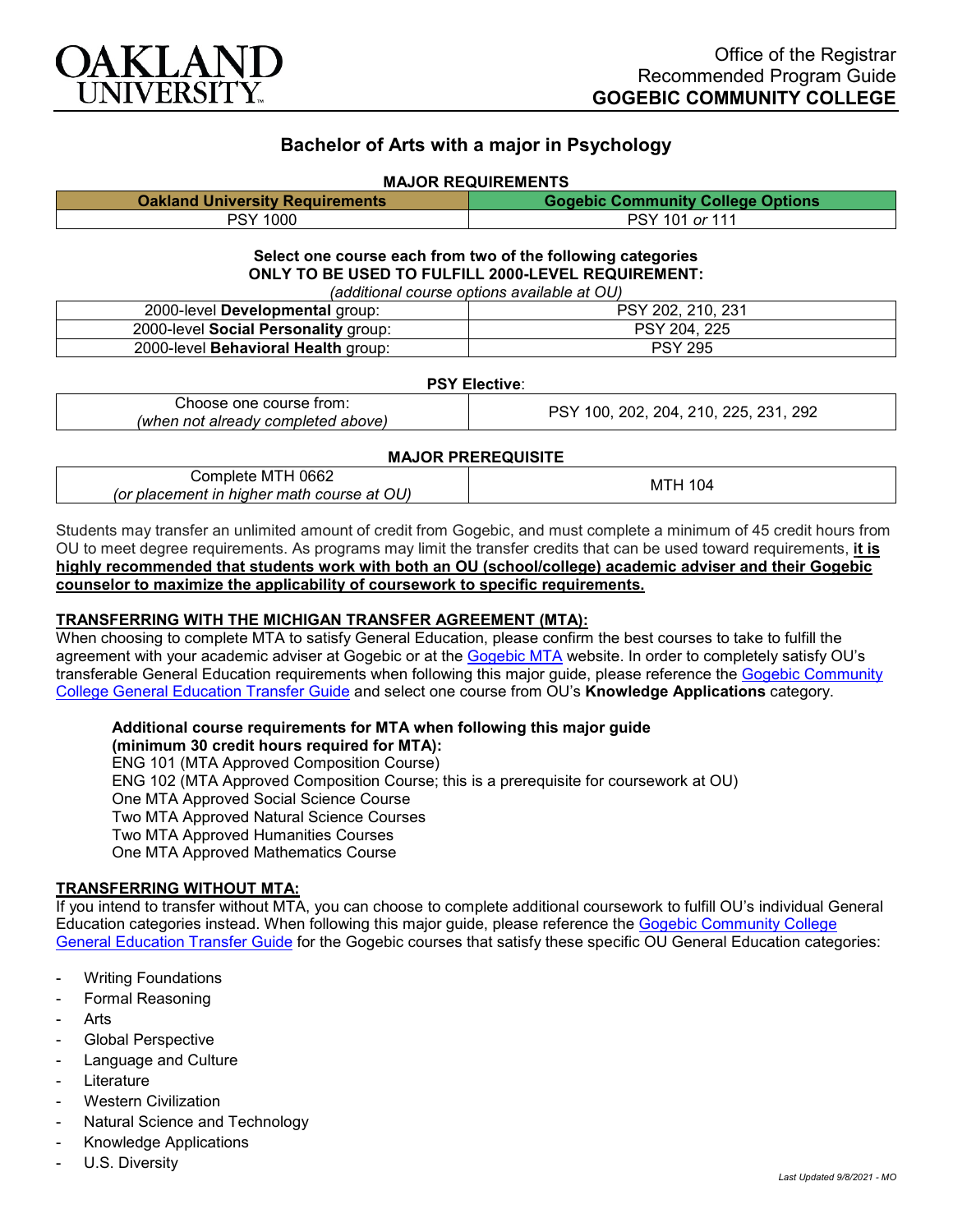Office of the Registrar
Recommended Program Guide
**GOGEBIC COMMUNITY COLLEGE**

# Bachelor of Arts with a major in Psychology

## MAJOR REQUIREMENTS

| Oakland University Requirements | Gogebic Community College Options |
|---|---|
| PSY 1000 | PSY 101 *or* 111 |

**Select one course each from two of the following categories**
**ONLY TO BE USED TO FULFILL 2000-LEVEL REQUIREMENT:**
*(additional course options available at OU)*

| | |
|---|---|
| 2000-level **Developmental** group: | PSY 202, 210, 231 |
| 2000-level **Social Personality** group: | PSY 204, 225 |
| 2000-level **Behavioral Health** group: | PSY 295 |

**PSY Elective**:

| | |
|---|---|
| Choose one course from: *(when not already completed above)* | PSY 100, 202, 204, 210, 225, 231, 292 |

**MAJOR PREREQUISITE**

| | |
|---|---|
| Complete MTH 0662 *(or placement in higher math course at OU)* | MTH 104 |

Students may transfer an unlimited amount of credit from Gogebic, and must complete a minimum of 45 credit hours from OU to meet degree requirements. As programs may limit the transfer credits that can be used toward requirements, **it is highly recommended that students work with both an OU (school/college) academic adviser and their Gogebic counselor to maximize the applicability of coursework to specific requirements.**

### TRANSFERRING WITH THE MICHIGAN TRANSFER AGREEMENT (MTA):

When choosing to complete MTA to satisfy General Education, please confirm the best courses to take to fulfill the agreement with your academic adviser at Gogebic or at the Gogebic MTA website. In order to completely satisfy OU's transferable General Education requirements when following this major guide, please reference the Gogebic Community College General Education Transfer Guide and select one course from OU's **Knowledge Applications** category.

**Additional course requirements for MTA when following this major guide (minimum 30 credit hours required for MTA):**
ENG 101 (MTA Approved Composition Course)
ENG 102 (MTA Approved Composition Course; this is a prerequisite for coursework at OU)
One MTA Approved Social Science Course
Two MTA Approved Natural Science Courses
Two MTA Approved Humanities Courses
One MTA Approved Mathematics Course

### TRANSFERRING WITHOUT MTA:

If you intend to transfer without MTA, you can choose to complete additional coursework to fulfill OU's individual General Education categories instead. When following this major guide, please reference the Gogebic Community College General Education Transfer Guide for the Gogebic courses that satisfy these specific OU General Education categories:

- Writing Foundations
- Formal Reasoning
- Arts
- Global Perspective
- Language and Culture
- Literature
- Western Civilization
- Natural Science and Technology
- Knowledge Applications
- U.S. Diversity

*Last Updated 9/8/2021 - MO*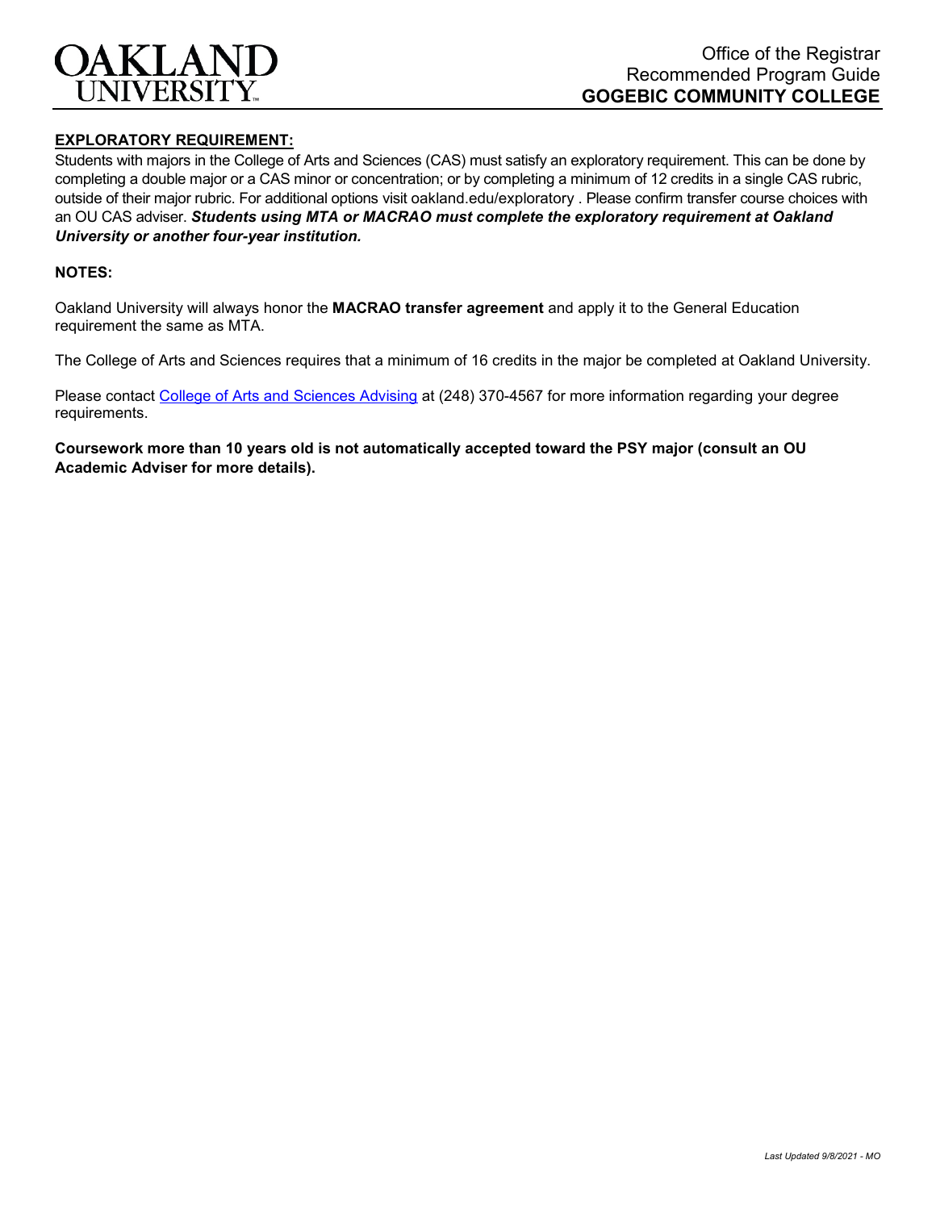**EXPLORATORY REQUIREMENT:**

Students with majors in the College of Arts and Sciences (CAS) must satisfy an exploratory requirement. This can be done by completing a double major or a CAS minor or concentration; or by completing a minimum of 12 credits in a single CAS rubric, outside of their major rubric. For additional options visit oakland.edu/exploratory . Please confirm transfer course choices with an OU CAS adviser. ***Students using MTA or MACRAO must complete the exploratory requirement at Oakland University or another four-year institution.***

**NOTES:**

Oakland University will always honor the **MACRAO transfer agreement** and apply it to the General Education requirement the same as MTA.

The College of Arts and Sciences requires that a minimum of 16 credits in the major be completed at Oakland University.

Please contact College of Arts and Sciences Advising at (248) 370-4567 for more information regarding your degree requirements.

**Coursework more than 10 years old is not automatically accepted toward the PSY major (consult an OU Academic Adviser for more details).**

*Last Updated 9/8/2021 - MO*